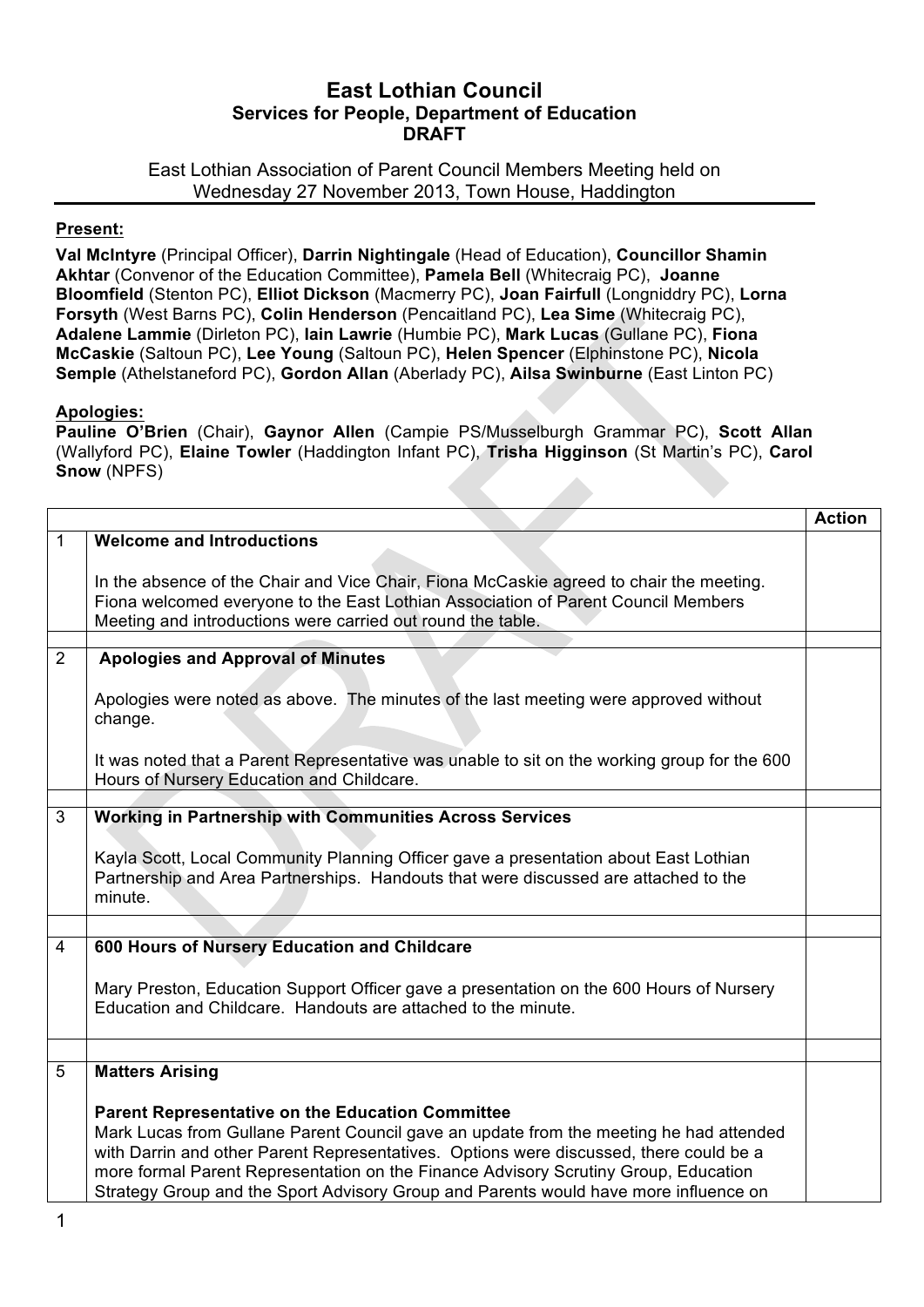# East Lothian Council

## Services for People, Department of Education

## DRAFT

East Lothian Association of Parent Council Members Meeting held on Wednesday 27 November 2013, Town House, Haddington

**Present:**

**Val McIntyre** (Principal Officer), **Darrin Nightingale** (Head of Education), **Councillor Shamin Akhtar** (Convenor of the Education Committee), **Pamela Bell** (Whitecraig PC), **Joanne Bloomfield** (Stenton PC), **Elliot Dickson** (Macmerry PC), **Joan Fairfull** (Longniddry PC), **Lorna Forsyth** (West Barns PC), **Colin Henderson** (Pencaitland PC), **Lea Sime** (Whitecraig PC), **Adalene Lammie** (Dirleton PC), **Iain Lawrie** (Humbie PC), **Mark Lucas** (Gullane PC), **Fiona McCaskie** (Saltoun PC), **Lee Young** (Saltoun PC), **Helen Spencer** (Elphinstone PC), **Nicola Semple** (Athelstaneford PC), **Gordon Allan** (Aberlady PC), **Ailsa Swinburne** (East Linton PC)

**Apologies:**

**Pauline O'Brien** (Chair), **Gaynor Allen** (Campie PS/Musselburgh Grammar PC), **Scott Allan** (Wallyford PC), **Elaine Towler** (Haddington Infant PC), **Trisha Higginson** (St Martin's PC), **Carol Snow** (NPFS)

| | | Action |
|---|---|---|
| 1 | **Welcome and Introductions**<br><br>In the absence of the Chair and Vice Chair, Fiona McCaskie agreed to chair the meeting. Fiona welcomed everyone to the East Lothian Association of Parent Council Members Meeting and introductions were carried out round the table. | |
| 2 | **Apologies and Approval of Minutes**<br><br>Apologies were noted as above. The minutes of the last meeting were approved without change.<br><br>It was noted that a Parent Representative was unable to sit on the working group for the 600 Hours of Nursery Education and Childcare. | |
| 3 | **Working in Partnership with Communities Across Services**<br><br>Kayla Scott, Local Community Planning Officer gave a presentation about East Lothian Partnership and Area Partnerships. Handouts that were discussed are attached to the minute. | |
| 4 | **600 Hours of Nursery Education and Childcare**<br><br>Mary Preston, Education Support Officer gave a presentation on the 600 Hours of Nursery Education and Childcare. Handouts are attached to the minute. | |
| 5 | **Matters Arising**<br><br>**Parent Representative on the Education Committee**<br>Mark Lucas from Gullane Parent Council gave an update from the meeting he had attended with Darrin and other Parent Representatives. Options were discussed, there could be a more formal Parent Representation on the Finance Advisory Scrutiny Group, Education Strategy Group and the Sport Advisory Group and Parents would have more influence on | |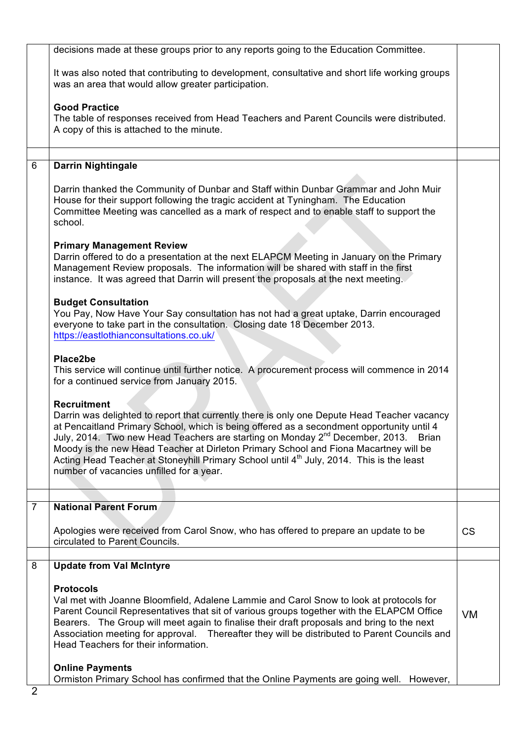| | | |
|---|---|---|
| | decisions made at these groups prior to any reports going to the Education Committee.<br><br>It was also noted that contributing to development, consultative and short life working groups was an area that would allow greater participation.<br><br>**Good Practice**<br>The table of responses received from Head Teachers and Parent Councils were distributed. A copy of this is attached to the minute. | |
| | | |
| 6 | **Darrin Nightingale**<br><br>Darrin thanked the Community of Dunbar and Staff within Dunbar Grammar and John Muir House for their support following the tragic accident at Tyningham. The Education Committee Meeting was cancelled as a mark of respect and to enable staff to support the school.<br><br>**Primary Management Review**<br>Darrin offered to do a presentation at the next ELAPCM Meeting in January on the Primary Management Review proposals. The information will be shared with staff in the first instance. It was agreed that Darrin will present the proposals at the next meeting.<br><br>**Budget Consultation**<br>You Pay, Now Have Your Say consultation has not had a great uptake, Darrin encouraged everyone to take part in the consultation. Closing date 18 December 2013. https://eastlothianconsultations.co.uk/<br><br>**Place2be**<br>This service will continue until further notice. A procurement process will commence in 2014 for a continued service from January 2015.<br><br>**Recruitment**<br>Darrin was delighted to report that currently there is only one Depute Head Teacher vacancy at Pencaitland Primary School, which is being offered as a secondment opportunity until 4 July, 2014. Two new Head Teachers are starting on Monday 2nd December, 2013. Brian Moody is the new Head Teacher at Dirleton Primary School and Fiona Macartney will be Acting Head Teacher at Stoneyhill Primary School until 4th July, 2014. This is the least number of vacancies unfilled for a year. | |
| | | |
| 7 | **National Parent Forum**<br><br>Apologies were received from Carol Snow, who has offered to prepare an update to be circulated to Parent Councils. | CS |
| | | |
| 8 | **Update from Val McIntyre**<br><br>**Protocols**<br>Val met with Joanne Bloomfield, Adalene Lammie and Carol Snow to look at protocols for Parent Council Representatives that sit of various groups together with the ELAPCM Office Bearers. The Group will meet again to finalise their draft proposals and bring to the next Association meeting for approval. Thereafter they will be distributed to Parent Councils and Head Teachers for their information.<br><br>**Online Payments**<br>Ormiston Primary School has confirmed that the Online Payments are going well. However, | VM |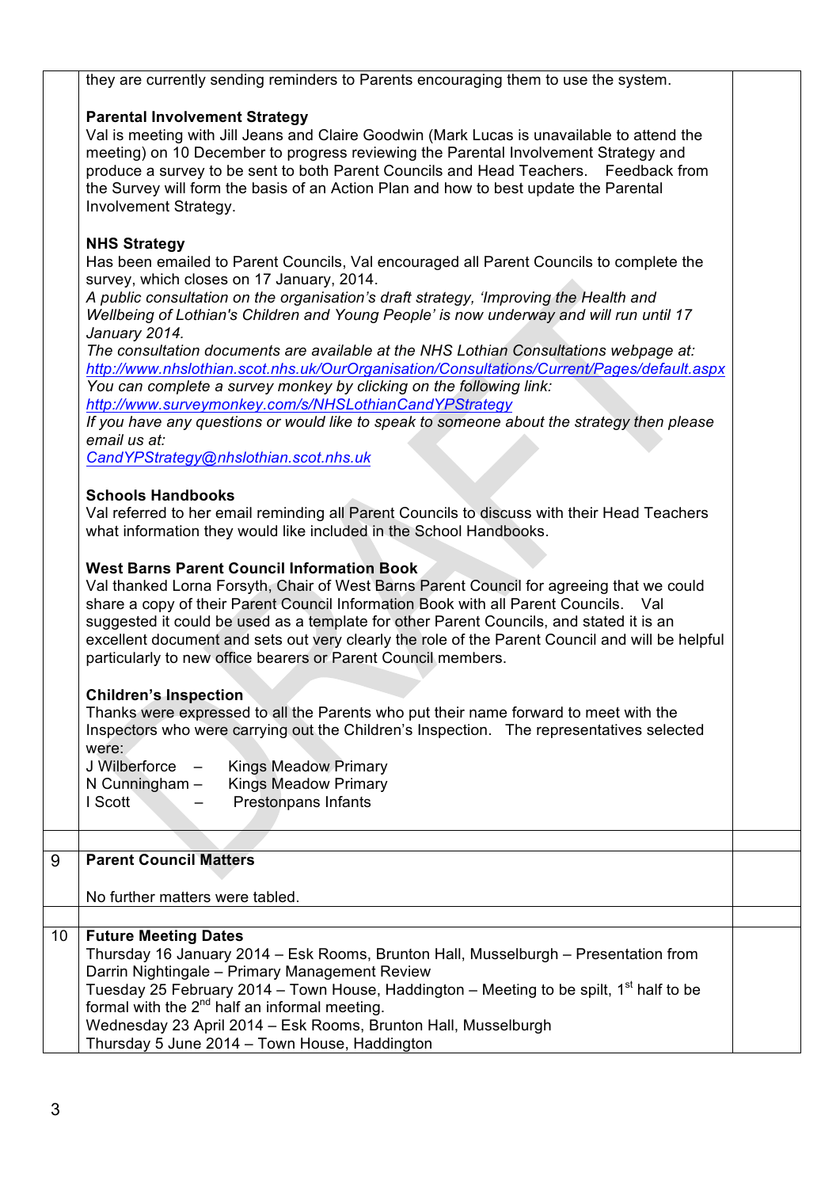| | | |
|---|---|---|
| | they are currently sending reminders to Parents encouraging them to use the system.<br><br>**Parental Involvement Strategy**<br>Val is meeting with Jill Jeans and Claire Goodwin (Mark Lucas is unavailable to attend the meeting) on 10 December to progress reviewing the Parental Involvement Strategy and produce a survey to be sent to both Parent Councils and Head Teachers. Feedback from the Survey will form the basis of an Action Plan and how to best update the Parental Involvement Strategy.<br><br>**NHS Strategy**<br>Has been emailed to Parent Councils, Val encouraged all Parent Councils to complete the survey, which closes on 17 January, 2014.<br>*A public consultation on the organisation's draft strategy, 'Improving the Health and Wellbeing of Lothian's Children and Young People' is now underway and will run until 17 January 2014.*<br>*The consultation documents are available at the NHS Lothian Consultations webpage at:*<br>*http://www.nhslothian.scot.nhs.uk/OurOrganisation/Consultations/Current/Pages/default.aspx*<br>*You can complete a survey monkey by clicking on the following link:*<br>*http://www.surveymonkey.com/s/NHSLothianCandYPStrategy*<br>*If you have any questions or would like to speak to someone about the strategy then please email us at:*<br>*CandYPStrategy@nhslothian.scot.nhs.uk*<br><br>**Schools Handbooks**<br>Val referred to her email reminding all Parent Councils to discuss with their Head Teachers what information they would like included in the School Handbooks.<br><br>**West Barns Parent Council Information Book**<br>Val thanked Lorna Forsyth, Chair of West Barns Parent Council for agreeing that we could share a copy of their Parent Council Information Book with all Parent Councils. Val suggested it could be used as a template for other Parent Councils, and stated it is an excellent document and sets out very clearly the role of the Parent Council and will be helpful particularly to new office bearers or Parent Council members.<br><br>**Children's Inspection**<br>Thanks were expressed to all the Parents who put their name forward to meet with the Inspectors who were carrying out the Children's Inspection. The representatives selected were:<br>J Wilberforce – Kings Meadow Primary<br>N Cunningham – Kings Meadow Primary<br>I Scott – Prestonpans Infants | |
| | | |
| 9 | **Parent Council Matters**<br><br>No further matters were tabled. | |
| | | |
| 10 | **Future Meeting Dates**<br>Thursday 16 January 2014 – Esk Rooms, Brunton Hall, Musselburgh – Presentation from Darrin Nightingale – Primary Management Review<br>Tuesday 25 February 2014 – Town House, Haddington – Meeting to be spilt, 1st half to be formal with the 2nd half an informal meeting.<br>Wednesday 23 April 2014 – Esk Rooms, Brunton Hall, Musselburgh<br>Thursday 5 June 2014 – Town House, Haddington | |